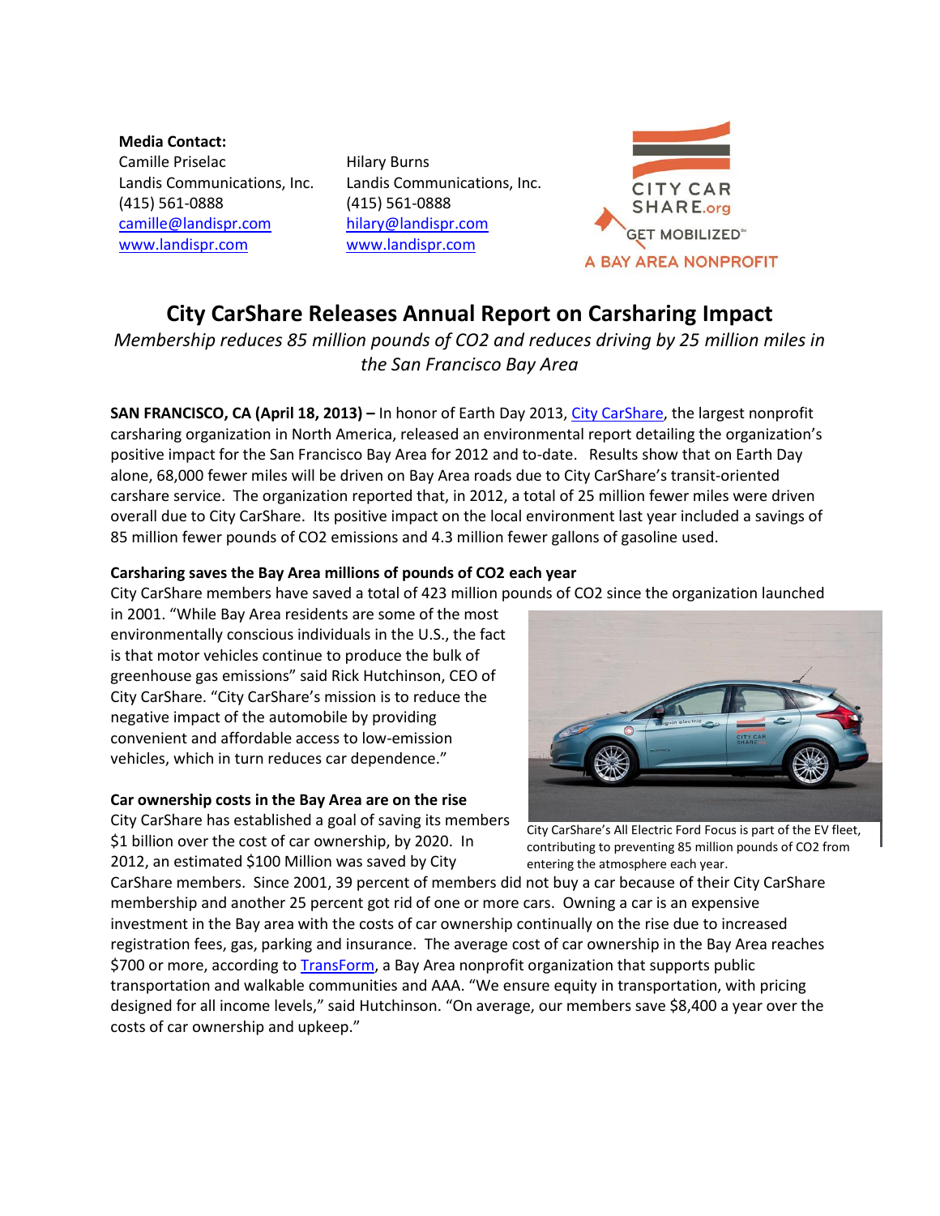**Media Contact:**

Camille Priselac
Landis Communications, Inc.
(415) 561-0888
camille@landispr.com
www.landispr.com

Hilary Burns
Landis Communications, Inc.
(415) 561-0888
hilary@landispr.com
www.landispr.com

CITY CAR SHARE.org
GET MOBILIZED℠
A BAY AREA NONPROFIT

# City CarShare Releases Annual Report on Carsharing Impact

*Membership reduces 85 million pounds of $CO_2$ and reduces driving by 25 million miles in the San Francisco Bay Area*

**SAN FRANCISCO, CA (April 18, 2013) –** In honor of Earth Day 2013, City CarShare, the largest nonprofit carsharing organization in North America, released an environmental report detailing the organization's positive impact for the San Francisco Bay Area for 2012 and to-date. Results show that on Earth Day alone, 68,000 fewer miles will be driven on Bay Area roads due to City CarShare's transit-oriented carshare service. The organization reported that, in 2012, a total of 25 million fewer miles were driven overall due to City CarShare. Its positive impact on the local environment last year included a savings of 85 million fewer pounds of $CO_2$ emissions and 4.3 million fewer gallons of gasoline used.

**Carsharing saves the Bay Area millions of pounds of $CO_2$ each year**

City CarShare members have saved a total of 423 million pounds of $CO_2$ since the organization launched in 2001. "While Bay Area residents are some of the most environmentally conscious individuals in the U.S., the fact is that motor vehicles continue to produce the bulk of greenhouse gas emissions" said Rick Hutchinson, CEO of City CarShare. "City CarShare's mission is to reduce the negative impact of the automobile by providing convenient and affordable access to low-emission vehicles, which in turn reduces car dependence."

City CarShare's All Electric Ford Focus is part of the EV fleet, contributing to preventing 85 million pounds of $CO_2$ from entering the atmosphere each year.

**Car ownership costs in the Bay Area are on the rise**

City CarShare has established a goal of saving its members $1 billion over the cost of car ownership, by 2020. In 2012, an estimated $100 Million was saved by City CarShare members. Since 2001, 39 percent of members did not buy a car because of their City CarShare membership and another 25 percent got rid of one or more cars. Owning a car is an expensive investment in the Bay area with the costs of car ownership continually on the rise due to increased registration fees, gas, parking and insurance. The average cost of car ownership in the Bay Area reaches $700 or more, according to TransForm, a Bay Area nonprofit organization that supports public transportation and walkable communities and AAA. "We ensure equity in transportation, with pricing designed for all income levels," said Hutchinson. "On average, our members save $8,400 a year over the costs of car ownership and upkeep."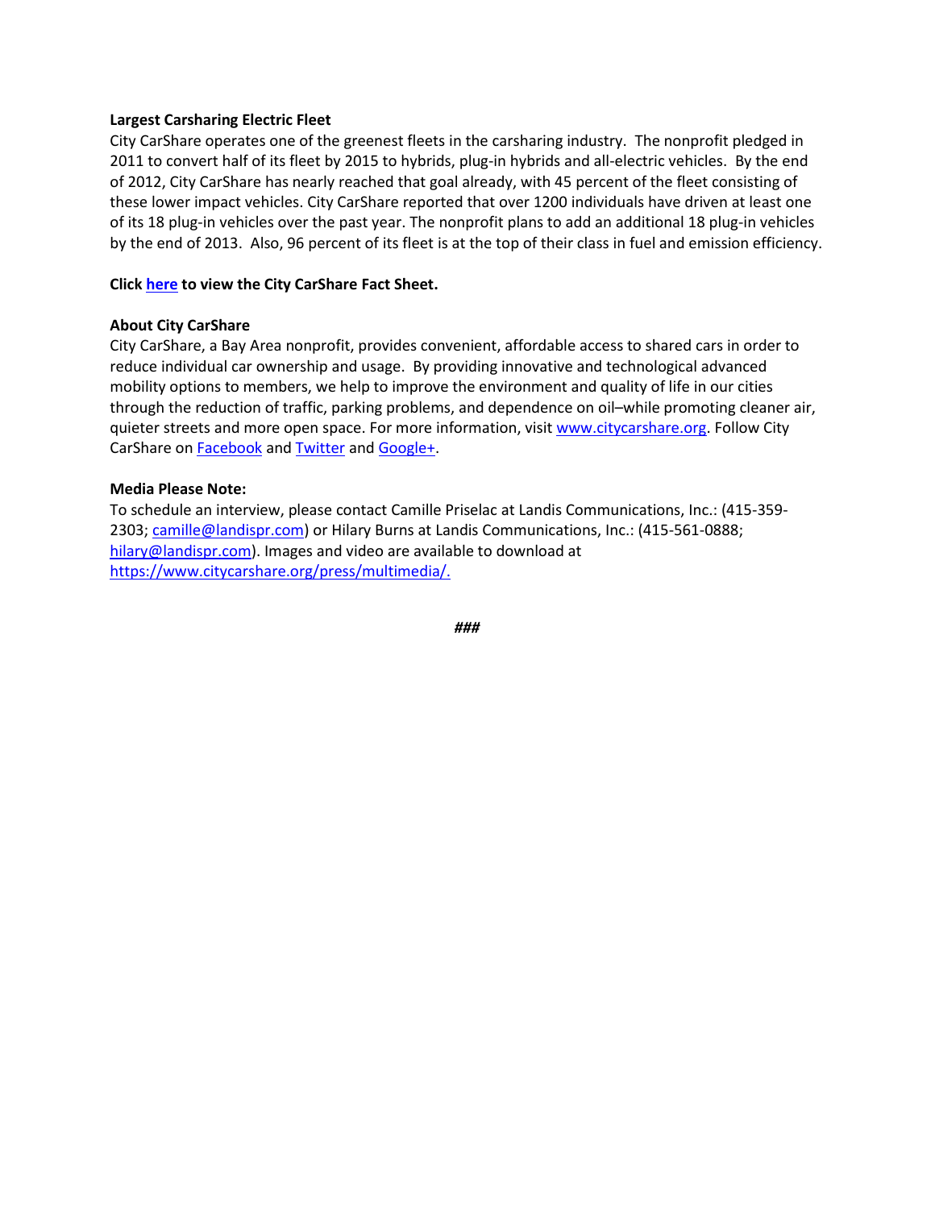**Largest Carsharing Electric Fleet**

City CarShare operates one of the greenest fleets in the carsharing industry. The nonprofit pledged in 2011 to convert half of its fleet by 2015 to hybrids, plug-in hybrids and all-electric vehicles. By the end of 2012, City CarShare has nearly reached that goal already, with 45 percent of the fleet consisting of these lower impact vehicles. City CarShare reported that over 1200 individuals have driven at least one of its 18 plug-in vehicles over the past year. The nonprofit plans to add an additional 18 plug-in vehicles by the end of 2013. Also, 96 percent of its fleet is at the top of their class in fuel and emission efficiency.

**Click here to view the City CarShare Fact Sheet.**

**About City CarShare**

City CarShare, a Bay Area nonprofit, provides convenient, affordable access to shared cars in order to reduce individual car ownership and usage. By providing innovative and technological advanced mobility options to members, we help to improve the environment and quality of life in our cities through the reduction of traffic, parking problems, and dependence on oil–while promoting cleaner air, quieter streets and more open space. For more information, visit www.citycarshare.org. Follow City CarShare on Facebook and Twitter and Google+.

**Media Please Note:**

To schedule an interview, please contact Camille Priselac at Landis Communications, Inc.: (415-359-2303; camille@landispr.com) or Hilary Burns at Landis Communications, Inc.: (415-561-0888; hilary@landispr.com). Images and video are available to download at https://www.citycarshare.org/press/multimedia/.

***###***